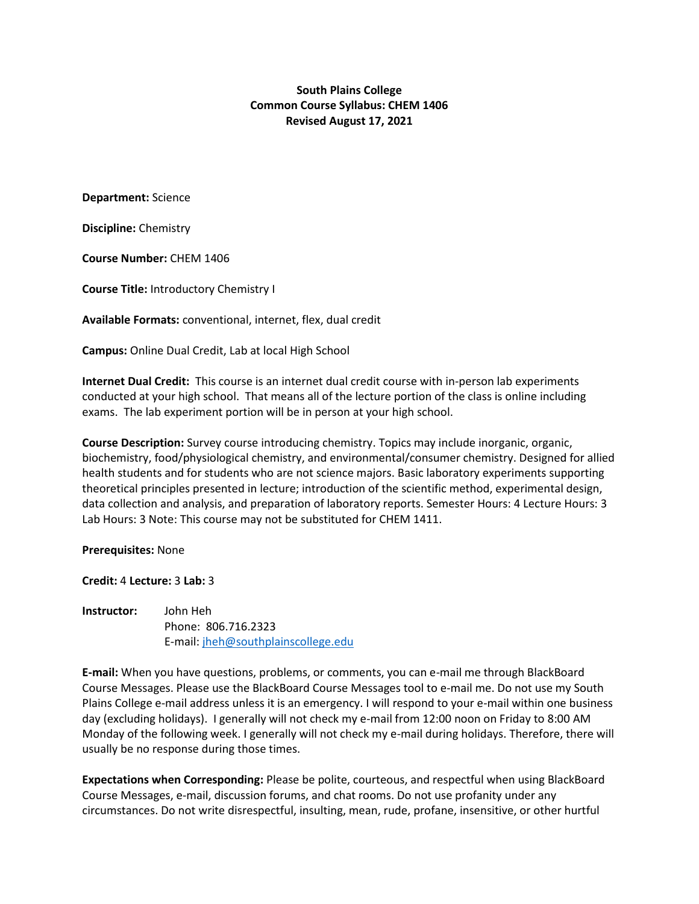**South Plains College**
**Common Course Syllabus: CHEM 1406**
**Revised August 17, 2021**

**Department:** Science

**Discipline:** Chemistry

**Course Number:** CHEM 1406

**Course Title:** Introductory Chemistry I

**Available Formats:** conventional, internet, flex, dual credit

**Campus:** Online Dual Credit, Lab at local High School

**Internet Dual Credit:** This course is an internet dual credit course with in-person lab experiments conducted at your high school. That means all of the lecture portion of the class is online including exams. The lab experiment portion will be in person at your high school.

**Course Description:** Survey course introducing chemistry. Topics may include inorganic, organic, biochemistry, food/physiological chemistry, and environmental/consumer chemistry. Designed for allied health students and for students who are not science majors. Basic laboratory experiments supporting theoretical principles presented in lecture; introduction of the scientific method, experimental design, data collection and analysis, and preparation of laboratory reports. Semester Hours: 4 Lecture Hours: 3 Lab Hours: 3 Note: This course may not be substituted for CHEM 1411.

**Prerequisites:** None

**Credit:** 4 **Lecture:** 3 **Lab:** 3

**Instructor:** John Heh
Phone: 806.716.2323
E-mail: jheh@southplainscollege.edu

**E-mail:** When you have questions, problems, or comments, you can e-mail me through BlackBoard Course Messages. Please use the BlackBoard Course Messages tool to e-mail me. Do not use my South Plains College e-mail address unless it is an emergency. I will respond to your e-mail within one business day (excluding holidays). I generally will not check my e-mail from 12:00 noon on Friday to 8:00 AM Monday of the following week. I generally will not check my e-mail during holidays. Therefore, there will usually be no response during those times.

**Expectations when Corresponding:** Please be polite, courteous, and respectful when using BlackBoard Course Messages, e-mail, discussion forums, and chat rooms. Do not use profanity under any circumstances. Do not write disrespectful, insulting, mean, rude, profane, insensitive, or other hurtful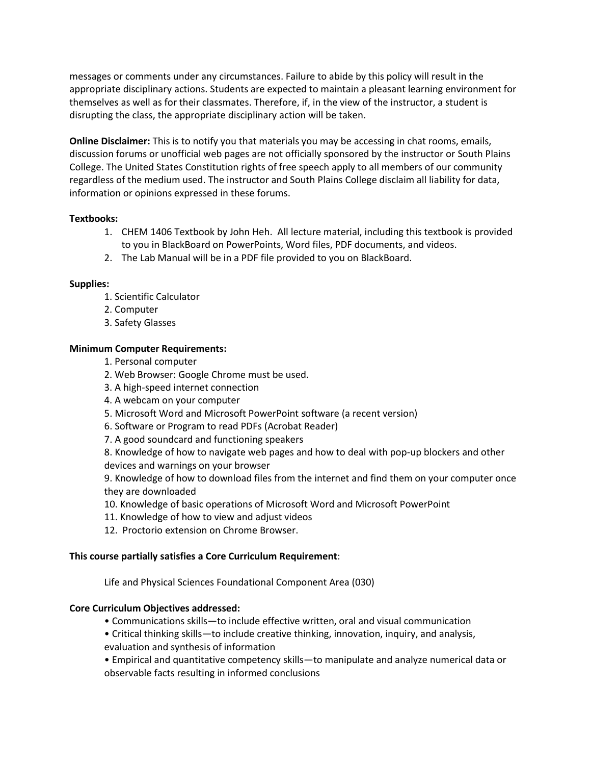messages or comments under any circumstances. Failure to abide by this policy will result in the appropriate disciplinary actions. Students are expected to maintain a pleasant learning environment for themselves as well as for their classmates. Therefore, if, in the view of the instructor, a student is disrupting the class, the appropriate disciplinary action will be taken.

**Online Disclaimer:** This is to notify you that materials you may be accessing in chat rooms, emails, discussion forums or unofficial web pages are not officially sponsored by the instructor or South Plains College. The United States Constitution rights of free speech apply to all members of our community regardless of the medium used. The instructor and South Plains College disclaim all liability for data, information or opinions expressed in these forums.

**Textbooks:**

1. CHEM 1406 Textbook by John Heh. All lecture material, including this textbook is provided to you in BlackBoard on PowerPoints, Word files, PDF documents, and videos.
2. The Lab Manual will be in a PDF file provided to you on BlackBoard.

**Supplies:**

1. Scientific Calculator
2. Computer
3. Safety Glasses

**Minimum Computer Requirements:**

1. Personal computer
2. Web Browser: Google Chrome must be used.
3. A high-speed internet connection
4. A webcam on your computer
5. Microsoft Word and Microsoft PowerPoint software (a recent version)
6. Software or Program to read PDFs (Acrobat Reader)
7. A good soundcard and functioning speakers
8. Knowledge of how to navigate web pages and how to deal with pop-up blockers and other devices and warnings on your browser
9. Knowledge of how to download files from the internet and find them on your computer once they are downloaded
10. Knowledge of basic operations of Microsoft Word and Microsoft PowerPoint
11. Knowledge of how to view and adjust videos
12. Proctorio extension on Chrome Browser.

**This course partially satisfies a Core Curriculum Requirement**:

Life and Physical Sciences Foundational Component Area (030)

**Core Curriculum Objectives addressed:**

- Communications skills—to include effective written, oral and visual communication
- Critical thinking skills—to include creative thinking, innovation, inquiry, and analysis, evaluation and synthesis of information
- Empirical and quantitative competency skills—to manipulate and analyze numerical data or observable facts resulting in informed conclusions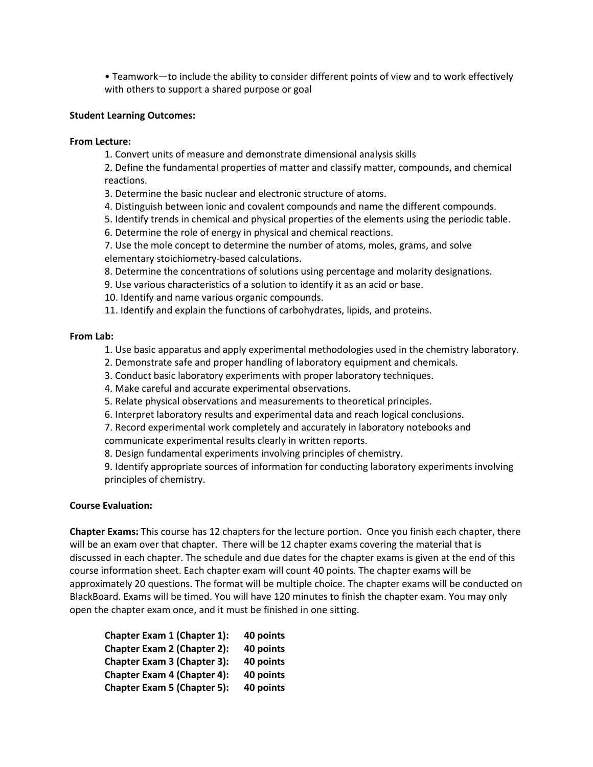- Teamwork—to include the ability to consider different points of view and to work effectively with others to support a shared purpose or goal

**Student Learning Outcomes:**

**From Lecture:**

1. Convert units of measure and demonstrate dimensional analysis skills
2. Define the fundamental properties of matter and classify matter, compounds, and chemical reactions.
3. Determine the basic nuclear and electronic structure of atoms.
4. Distinguish between ionic and covalent compounds and name the different compounds.
5. Identify trends in chemical and physical properties of the elements using the periodic table.
6. Determine the role of energy in physical and chemical reactions.
7. Use the mole concept to determine the number of atoms, moles, grams, and solve elementary stoichiometry-based calculations.
8. Determine the concentrations of solutions using percentage and molarity designations.
9. Use various characteristics of a solution to identify it as an acid or base.
10. Identify and name various organic compounds.
11. Identify and explain the functions of carbohydrates, lipids, and proteins.

**From Lab:**

1. Use basic apparatus and apply experimental methodologies used in the chemistry laboratory.
2. Demonstrate safe and proper handling of laboratory equipment and chemicals.
3. Conduct basic laboratory experiments with proper laboratory techniques.
4. Make careful and accurate experimental observations.
5. Relate physical observations and measurements to theoretical principles.
6. Interpret laboratory results and experimental data and reach logical conclusions.
7. Record experimental work completely and accurately in laboratory notebooks and communicate experimental results clearly in written reports.
8. Design fundamental experiments involving principles of chemistry.
9. Identify appropriate sources of information for conducting laboratory experiments involving principles of chemistry.

**Course Evaluation:**

**Chapter Exams:** This course has 12 chapters for the lecture portion. Once you finish each chapter, there will be an exam over that chapter. There will be 12 chapter exams covering the material that is discussed in each chapter. The schedule and due dates for the chapter exams is given at the end of this course information sheet. Each chapter exam will count 40 points. The chapter exams will be approximately 20 questions. The format will be multiple choice. The chapter exams will be conducted on BlackBoard. Exams will be timed. You will have 120 minutes to finish the chapter exam. You may only open the chapter exam once, and it must be finished in one sitting.

**Chapter Exam 1 (Chapter 1): 40 points**
**Chapter Exam 2 (Chapter 2): 40 points**
**Chapter Exam 3 (Chapter 3): 40 points**
**Chapter Exam 4 (Chapter 4): 40 points**
**Chapter Exam 5 (Chapter 5): 40 points**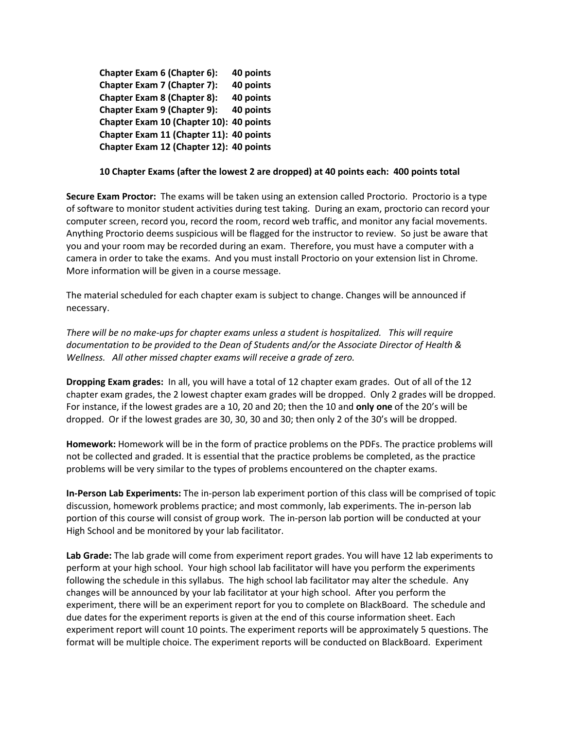**Chapter Exam 6 (Chapter 6): 40 points**
**Chapter Exam 7 (Chapter 7): 40 points**
**Chapter Exam 8 (Chapter 8): 40 points**
**Chapter Exam 9 (Chapter 9): 40 points**
**Chapter Exam 10 (Chapter 10): 40 points**
**Chapter Exam 11 (Chapter 11): 40 points**
**Chapter Exam 12 (Chapter 12): 40 points**

**10 Chapter Exams (after the lowest 2 are dropped) at 40 points each: 400 points total**

**Secure Exam Proctor:** The exams will be taken using an extension called Proctorio. Proctorio is a type of software to monitor student activities during test taking. During an exam, proctorio can record your computer screen, record you, record the room, record web traffic, and monitor any facial movements. Anything Proctorio deems suspicious will be flagged for the instructor to review. So just be aware that you and your room may be recorded during an exam. Therefore, you must have a computer with a camera in order to take the exams. And you must install Proctorio on your extension list in Chrome. More information will be given in a course message.

The material scheduled for each chapter exam is subject to change. Changes will be announced if necessary.

*There will be no make-ups for chapter exams unless a student is hospitalized. This will require documentation to be provided to the Dean of Students and/or the Associate Director of Health & Wellness. All other missed chapter exams will receive a grade of zero.*

**Dropping Exam grades:** In all, you will have a total of 12 chapter exam grades. Out of all of the 12 chapter exam grades, the 2 lowest chapter exam grades will be dropped. Only 2 grades will be dropped. For instance, if the lowest grades are a 10, 20 and 20; then the 10 and **only one** of the 20's will be dropped. Or if the lowest grades are 30, 30, 30 and 30; then only 2 of the 30's will be dropped.

**Homework:** Homework will be in the form of practice problems on the PDFs. The practice problems will not be collected and graded. It is essential that the practice problems be completed, as the practice problems will be very similar to the types of problems encountered on the chapter exams.

**In-Person Lab Experiments:** The in-person lab experiment portion of this class will be comprised of topic discussion, homework problems practice; and most commonly, lab experiments. The in-person lab portion of this course will consist of group work. The in-person lab portion will be conducted at your High School and be monitored by your lab facilitator.

**Lab Grade:** The lab grade will come from experiment report grades. You will have 12 lab experiments to perform at your high school. Your high school lab facilitator will have you perform the experiments following the schedule in this syllabus. The high school lab facilitator may alter the schedule. Any changes will be announced by your lab facilitator at your high school. After you perform the experiment, there will be an experiment report for you to complete on BlackBoard. The schedule and due dates for the experiment reports is given at the end of this course information sheet. Each experiment report will count 10 points. The experiment reports will be approximately 5 questions. The format will be multiple choice. The experiment reports will be conducted on BlackBoard. Experiment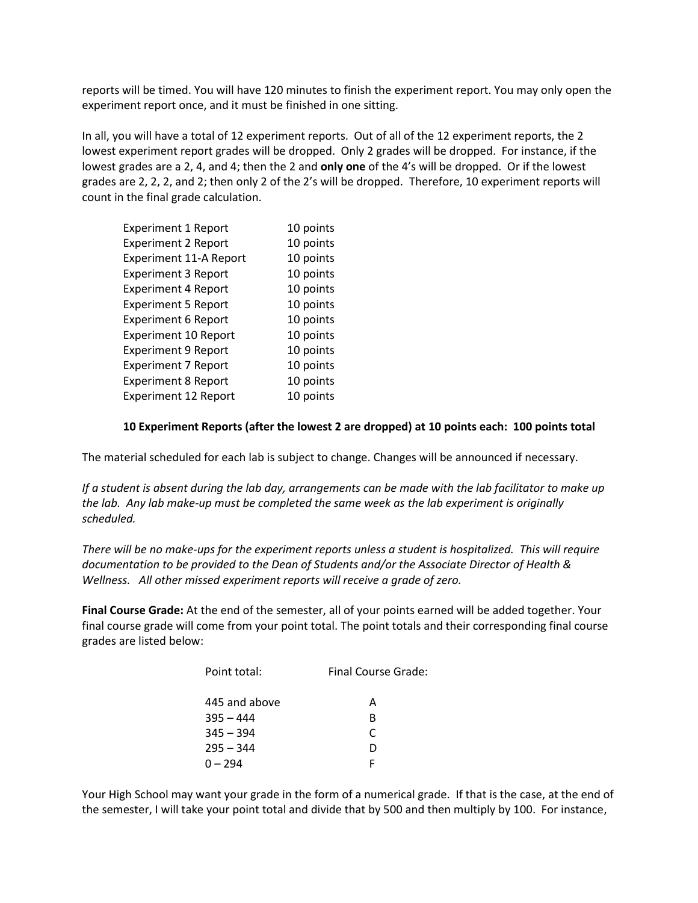reports will be timed. You will have 120 minutes to finish the experiment report. You may only open the experiment report once, and it must be finished in one sitting.

In all, you will have a total of 12 experiment reports. Out of all of the 12 experiment reports, the 2 lowest experiment report grades will be dropped. Only 2 grades will be dropped. For instance, if the lowest grades are a 2, 4, and 4; then the 2 and **only one** of the 4's will be dropped. Or if the lowest grades are 2, 2, 2, and 2; then only 2 of the 2's will be dropped. Therefore, 10 experiment reports will count in the final grade calculation.

| | |
|---|---|
| Experiment 1 Report | 10 points |
| Experiment 2 Report | 10 points |
| Experiment 11-A Report | 10 points |
| Experiment 3 Report | 10 points |
| Experiment 4 Report | 10 points |
| Experiment 5 Report | 10 points |
| Experiment 6 Report | 10 points |
| Experiment 10 Report | 10 points |
| Experiment 9 Report | 10 points |
| Experiment 7 Report | 10 points |
| Experiment 8 Report | 10 points |
| Experiment 12 Report | 10 points |

**10 Experiment Reports (after the lowest 2 are dropped) at 10 points each: 100 points total**

The material scheduled for each lab is subject to change. Changes will be announced if necessary.

*If a student is absent during the lab day, arrangements can be made with the lab facilitator to make up the lab. Any lab make-up must be completed the same week as the lab experiment is originally scheduled.*

*There will be no make-ups for the experiment reports unless a student is hospitalized. This will require documentation to be provided to the Dean of Students and/or the Associate Director of Health & Wellness. All other missed experiment reports will receive a grade of zero.*

**Final Course Grade:** At the end of the semester, all of your points earned will be added together. Your final course grade will come from your point total. The point totals and their corresponding final course grades are listed below:

| Point total: | Final Course Grade: |
|---|---|
| 445 and above | A |
| 395 – 444 | B |
| 345 – 394 | C |
| 295 – 344 | D |
| 0 – 294 | F |

Your High School may want your grade in the form of a numerical grade. If that is the case, at the end of the semester, I will take your point total and divide that by 500 and then multiply by 100. For instance,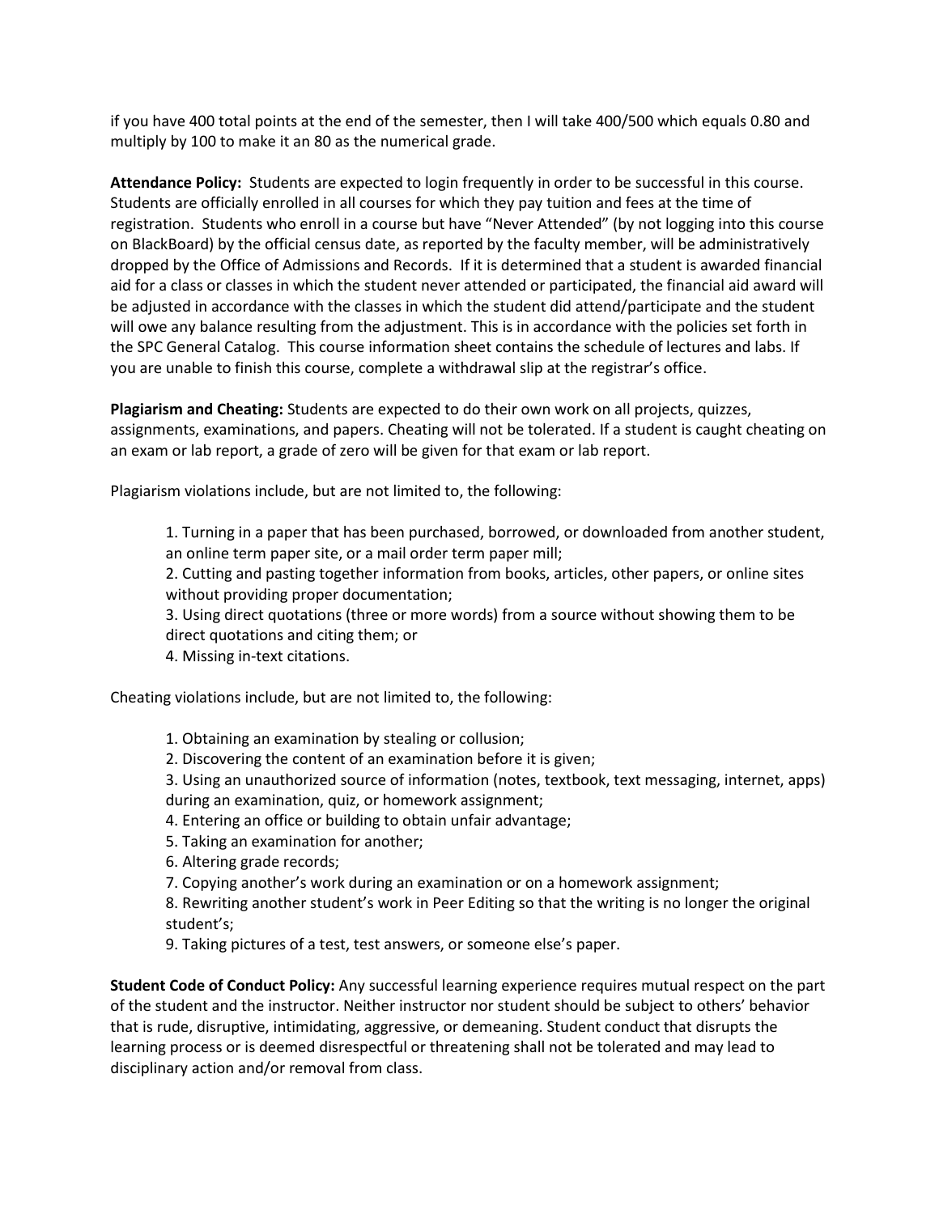if you have 400 total points at the end of the semester, then I will take 400/500 which equals 0.80 and multiply by 100 to make it an 80 as the numerical grade.

**Attendance Policy:** Students are expected to login frequently in order to be successful in this course. Students are officially enrolled in all courses for which they pay tuition and fees at the time of registration. Students who enroll in a course but have "Never Attended" (by not logging into this course on BlackBoard) by the official census date, as reported by the faculty member, will be administratively dropped by the Office of Admissions and Records. If it is determined that a student is awarded financial aid for a class or classes in which the student never attended or participated, the financial aid award will be adjusted in accordance with the classes in which the student did attend/participate and the student will owe any balance resulting from the adjustment. This is in accordance with the policies set forth in the SPC General Catalog. This course information sheet contains the schedule of lectures and labs. If you are unable to finish this course, complete a withdrawal slip at the registrar's office.

**Plagiarism and Cheating:** Students are expected to do their own work on all projects, quizzes, assignments, examinations, and papers. Cheating will not be tolerated. If a student is caught cheating on an exam or lab report, a grade of zero will be given for that exam or lab report.

Plagiarism violations include, but are not limited to, the following:

1. Turning in a paper that has been purchased, borrowed, or downloaded from another student, an online term paper site, or a mail order term paper mill;
2. Cutting and pasting together information from books, articles, other papers, or online sites without providing proper documentation;
3. Using direct quotations (three or more words) from a source without showing them to be direct quotations and citing them; or
4. Missing in-text citations.

Cheating violations include, but are not limited to, the following:

1. Obtaining an examination by stealing or collusion;
2. Discovering the content of an examination before it is given;
3. Using an unauthorized source of information (notes, textbook, text messaging, internet, apps) during an examination, quiz, or homework assignment;
4. Entering an office or building to obtain unfair advantage;
5. Taking an examination for another;
6. Altering grade records;
7. Copying another's work during an examination or on a homework assignment;
8. Rewriting another student's work in Peer Editing so that the writing is no longer the original student's;
9. Taking pictures of a test, test answers, or someone else's paper.

**Student Code of Conduct Policy:** Any successful learning experience requires mutual respect on the part of the student and the instructor. Neither instructor nor student should be subject to others' behavior that is rude, disruptive, intimidating, aggressive, or demeaning. Student conduct that disrupts the learning process or is deemed disrespectful or threatening shall not be tolerated and may lead to disciplinary action and/or removal from class.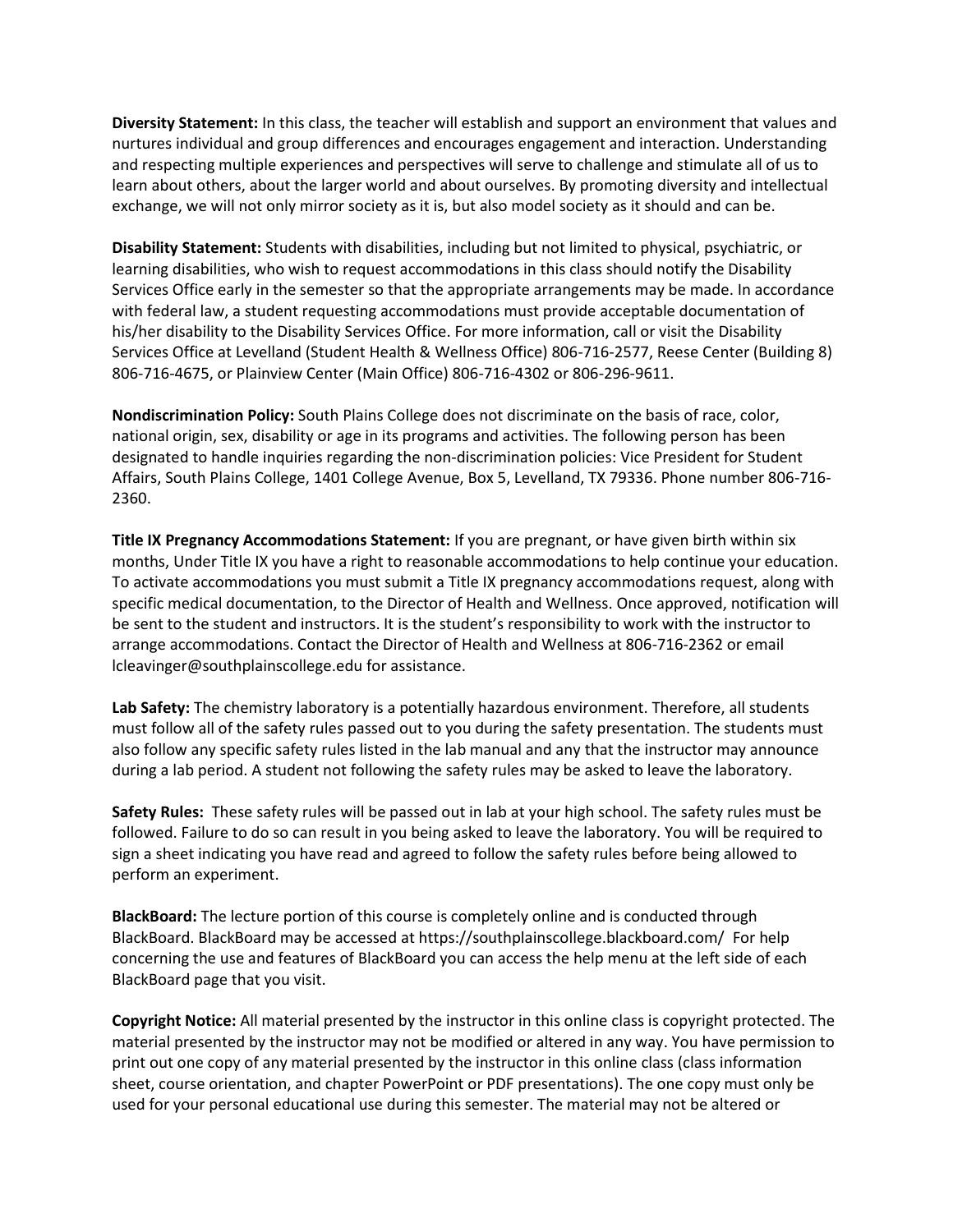**Diversity Statement:** In this class, the teacher will establish and support an environment that values and nurtures individual and group differences and encourages engagement and interaction. Understanding and respecting multiple experiences and perspectives will serve to challenge and stimulate all of us to learn about others, about the larger world and about ourselves. By promoting diversity and intellectual exchange, we will not only mirror society as it is, but also model society as it should and can be.

**Disability Statement:** Students with disabilities, including but not limited to physical, psychiatric, or learning disabilities, who wish to request accommodations in this class should notify the Disability Services Office early in the semester so that the appropriate arrangements may be made. In accordance with federal law, a student requesting accommodations must provide acceptable documentation of his/her disability to the Disability Services Office. For more information, call or visit the Disability Services Office at Levelland (Student Health & Wellness Office) 806-716-2577, Reese Center (Building 8) 806-716-4675, or Plainview Center (Main Office) 806-716-4302 or 806-296-9611.

**Nondiscrimination Policy:** South Plains College does not discriminate on the basis of race, color, national origin, sex, disability or age in its programs and activities. The following person has been designated to handle inquiries regarding the non-discrimination policies: Vice President for Student Affairs, South Plains College, 1401 College Avenue, Box 5, Levelland, TX 79336. Phone number 806-716-2360.

**Title IX Pregnancy Accommodations Statement:** If you are pregnant, or have given birth within six months, Under Title IX you have a right to reasonable accommodations to help continue your education. To activate accommodations you must submit a Title IX pregnancy accommodations request, along with specific medical documentation, to the Director of Health and Wellness. Once approved, notification will be sent to the student and instructors. It is the student's responsibility to work with the instructor to arrange accommodations. Contact the Director of Health and Wellness at 806-716-2362 or email lcleavinger@southplainscollege.edu for assistance.

**Lab Safety:** The chemistry laboratory is a potentially hazardous environment. Therefore, all students must follow all of the safety rules passed out to you during the safety presentation. The students must also follow any specific safety rules listed in the lab manual and any that the instructor may announce during a lab period. A student not following the safety rules may be asked to leave the laboratory.

**Safety Rules:** These safety rules will be passed out in lab at your high school. The safety rules must be followed. Failure to do so can result in you being asked to leave the laboratory. You will be required to sign a sheet indicating you have read and agreed to follow the safety rules before being allowed to perform an experiment.

**BlackBoard:** The lecture portion of this course is completely online and is conducted through BlackBoard. BlackBoard may be accessed at https://southplainscollege.blackboard.com/ For help concerning the use and features of BlackBoard you can access the help menu at the left side of each BlackBoard page that you visit.

**Copyright Notice:** All material presented by the instructor in this online class is copyright protected. The material presented by the instructor may not be modified or altered in any way. You have permission to print out one copy of any material presented by the instructor in this online class (class information sheet, course orientation, and chapter PowerPoint or PDF presentations). The one copy must only be used for your personal educational use during this semester. The material may not be altered or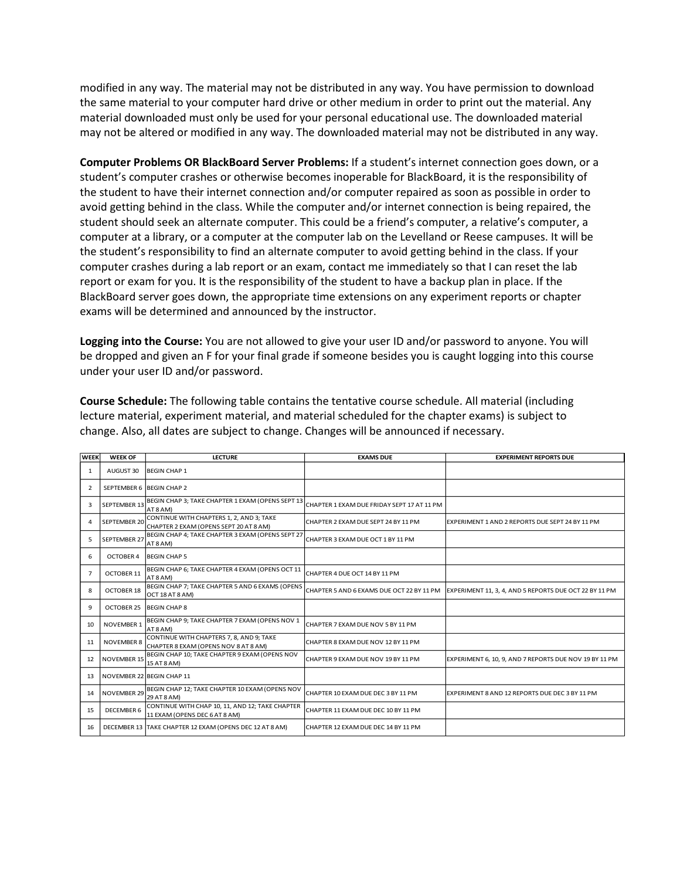modified in any way. The material may not be distributed in any way. You have permission to download the same material to your computer hard drive or other medium in order to print out the material. Any material downloaded must only be used for your personal educational use. The downloaded material may not be altered or modified in any way. The downloaded material may not be distributed in any way.

**Computer Problems OR BlackBoard Server Problems:** If a student's internet connection goes down, or a student's computer crashes or otherwise becomes inoperable for BlackBoard, it is the responsibility of the student to have their internet connection and/or computer repaired as soon as possible in order to avoid getting behind in the class. While the computer and/or internet connection is being repaired, the student should seek an alternate computer. This could be a friend's computer, a relative's computer, a computer at a library, or a computer at the computer lab on the Levelland or Reese campuses. It will be the student's responsibility to find an alternate computer to avoid getting behind in the class. If your computer crashes during a lab report or an exam, contact me immediately so that I can reset the lab report or exam for you. It is the responsibility of the student to have a backup plan in place. If the BlackBoard server goes down, the appropriate time extensions on any experiment reports or chapter exams will be determined and announced by the instructor.

**Logging into the Course:** You are not allowed to give your user ID and/or password to anyone. You will be dropped and given an F for your final grade if someone besides you is caught logging into this course under your user ID and/or password.

**Course Schedule:** The following table contains the tentative course schedule. All material (including lecture material, experiment material, and material scheduled for the chapter exams) is subject to change. Also, all dates are subject to change. Changes will be announced if necessary.

| WEEK | WEEK OF | LECTURE | EXAMS DUE | EXPERIMENT REPORTS DUE |
|---|---|---|---|---|
| 1 | AUGUST 30 | BEGIN CHAP 1 | | |
| 2 | SEPTEMBER 6 | BEGIN CHAP 2 | | |
| 3 | SEPTEMBER 13 | BEGIN CHAP 3; TAKE CHAPTER 1 EXAM (OPENS SEPT 13 AT 8 AM) | CHAPTER 1 EXAM DUE FRIDAY SEPT 17 AT 11 PM | |
| 4 | SEPTEMBER 20 | CONTINUE WITH CHAPTERS 1, 2, AND 3; TAKE CHAPTER 2 EXAM (OPENS SEPT 20 AT 8 AM) | CHAPTER 2 EXAM DUE SEPT 24 BY 11 PM | EXPERIMENT 1 AND 2 REPORTS DUE SEPT 24 BY 11 PM |
| 5 | SEPTEMBER 27 | BEGIN CHAP 4; TAKE CHAPTER 3 EXAM (OPENS SEPT 27 AT 8 AM) | CHAPTER 3 EXAM DUE OCT 1 BY 11 PM | |
| 6 | OCTOBER 4 | BEGIN CHAP 5 | | |
| 7 | OCTOBER 11 | BEGIN CHAP 6; TAKE CHAPTER 4 EXAM (OPENS OCT 11 AT 8 AM) | CHAPTER 4 DUE OCT 14 BY 11 PM | |
| 8 | OCTOBER 18 | BEGIN CHAP 7; TAKE CHAPTER 5 AND 6 EXAMS (OPENS OCT 18 AT 8 AM) | CHAPTER 5 AND 6 EXAMS DUE OCT 22 BY 11 PM | EXPERIMENT 11, 3, 4, AND 5 REPORTS DUE OCT 22 BY 11 PM |
| 9 | OCTOBER 25 | BEGIN CHAP 8 | | |
| 10 | NOVEMBER 1 | BEGIN CHAP 9; TAKE CHAPTER 7 EXAM (OPENS NOV 1 AT 8 AM) | CHAPTER 7 EXAM DUE NOV 5 BY 11 PM | |
| 11 | NOVEMBER 8 | CONTINUE WITH CHAPTERS 7, 8, AND 9; TAKE CHAPTER 8 EXAM (OPENS NOV 8 AT 8 AM) | CHAPTER 8 EXAM DUE NOV 12 BY 11 PM | |
| 12 | NOVEMBER 15 | BEGIN CHAP 10; TAKE CHAPTER 9 EXAM (OPENS NOV 15 AT 8 AM) | CHAPTER 9 EXAM DUE NOV 19 BY 11 PM | EXPERIMENT 6, 10, 9, AND 7 REPORTS DUE NOV 19 BY 11 PM |
| 13 | NOVEMBER 22 | BEGIN CHAP 11 | | |
| 14 | NOVEMBER 29 | BEGIN CHAP 12; TAKE CHAPTER 10 EXAM (OPENS NOV 29 AT 8 AM) | CHAPTER 10 EXAM DUE DEC 3 BY 11 PM | EXPERIMENT 8 AND 12 REPORTS DUE DEC 3 BY 11 PM |
| 15 | DECEMBER 6 | CONTINUE WITH CHAP 10, 11, AND 12; TAKE CHAPTER 11 EXAM (OPENS DEC 6 AT 8 AM) | CHAPTER 11 EXAM DUE DEC 10 BY 11 PM | |
| 16 | DECEMBER 13 | TAKE CHAPTER 12 EXAM (OPENS DEC 12 AT 8 AM) | CHAPTER 12 EXAM DUE DEC 14 BY 11 PM | |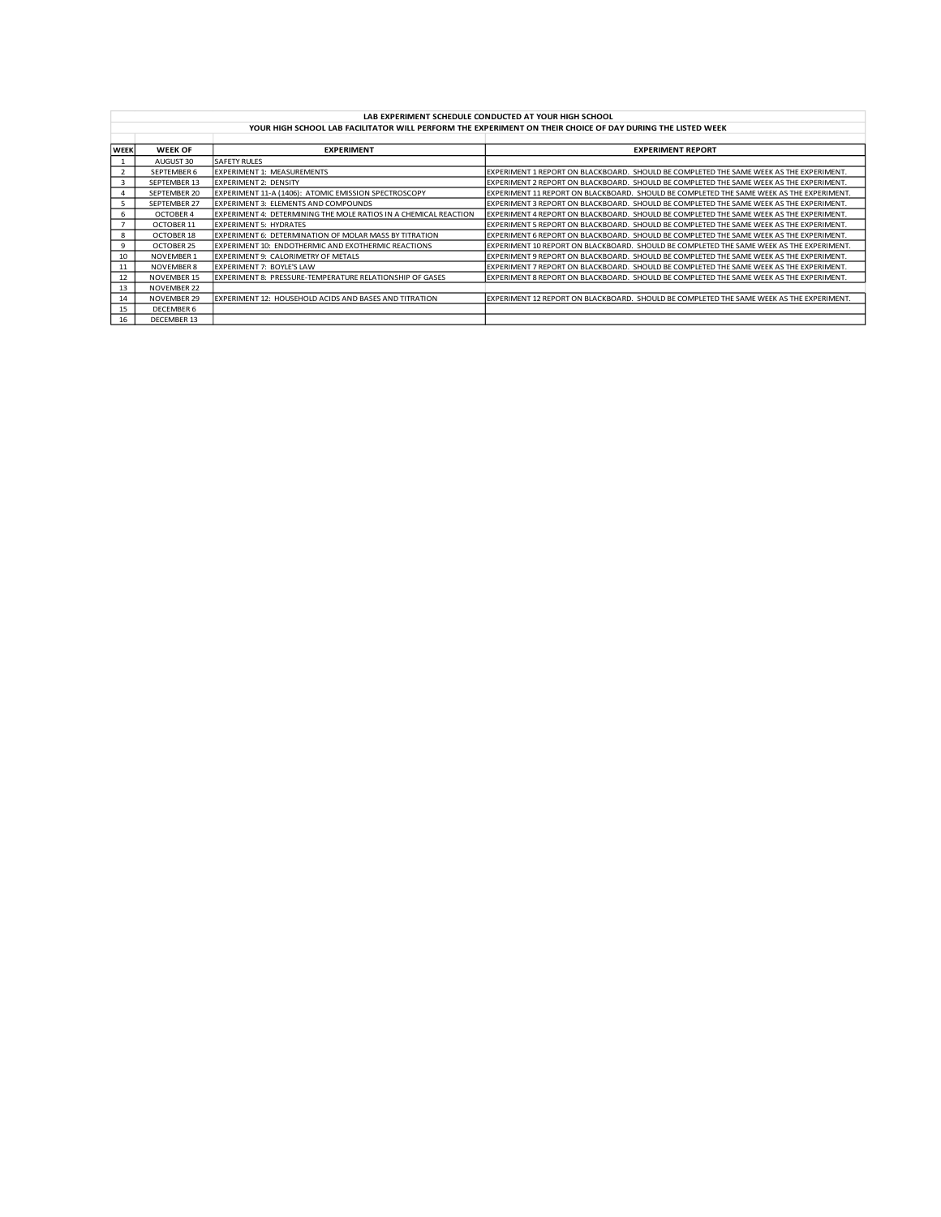**LAB EXPERIMENT SCHEDULE CONDUCTED AT YOUR HIGH SCHOOL**

**YOUR HIGH SCHOOL LAB FACILITATOR WILL PERFORM THE EXPERIMENT ON THEIR CHOICE OF DAY DURING THE LISTED WEEK**

| WEEK | WEEK OF | EXPERIMENT | EXPERIMENT REPORT |
|---|---|---|---|
| 1 | AUGUST 30 | SAFETY RULES | |
| 2 | SEPTEMBER 6 | EXPERIMENT 1: MEASUREMENTS | EXPERIMENT 1 REPORT ON BLACKBOARD. SHOULD BE COMPLETED THE SAME WEEK AS THE EXPERIMENT. |
| 3 | SEPTEMBER 13 | EXPERIMENT 2: DENSITY | EXPERIMENT 2 REPORT ON BLACKBOARD. SHOULD BE COMPLETED THE SAME WEEK AS THE EXPERIMENT. |
| 4 | SEPTEMBER 20 | EXPERIMENT 11-A (1406): ATOMIC EMISSION SPECTROSCOPY | EXPERIMENT 11 REPORT ON BLACKBOARD. SHOULD BE COMPLETED THE SAME WEEK AS THE EXPERIMENT. |
| 5 | SEPTEMBER 27 | EXPERIMENT 3: ELEMENTS AND COMPOUNDS | EXPERIMENT 3 REPORT ON BLACKBOARD. SHOULD BE COMPLETED THE SAME WEEK AS THE EXPERIMENT. |
| 6 | OCTOBER 4 | EXPERIMENT 4: DETERMINING THE MOLE RATIOS IN A CHEMICAL REACTION | EXPERIMENT 4 REPORT ON BLACKBOARD. SHOULD BE COMPLETED THE SAME WEEK AS THE EXPERIMENT. |
| 7 | OCTOBER 11 | EXPERIMENT 5: HYDRATES | EXPERIMENT 5 REPORT ON BLACKBOARD. SHOULD BE COMPLETED THE SAME WEEK AS THE EXPERIMENT. |
| 8 | OCTOBER 18 | EXPERIMENT 6: DETERMINATION OF MOLAR MASS BY TITRATION | EXPERIMENT 6 REPORT ON BLACKBOARD. SHOULD BE COMPLETED THE SAME WEEK AS THE EXPERIMENT. |
| 9 | OCTOBER 25 | EXPERIMENT 10: ENDOTHERMIC AND EXOTHERMIC REACTIONS | EXPERIMENT 10 REPORT ON BLACKBOARD. SHOULD BE COMPLETED THE SAME WEEK AS THE EXPERIMENT. |
| 10 | NOVEMBER 1 | EXPERIMENT 9: CALORIMETRY OF METALS | EXPERIMENT 9 REPORT ON BLACKBOARD. SHOULD BE COMPLETED THE SAME WEEK AS THE EXPERIMENT. |
| 11 | NOVEMBER 8 | EXPERIMENT 7: BOYLE'S LAW | EXPERIMENT 7 REPORT ON BLACKBOARD. SHOULD BE COMPLETED THE SAME WEEK AS THE EXPERIMENT. |
| 12 | NOVEMBER 15 | EXPERIMENT 8: PRESSURE-TEMPERATURE RELATIONSHIP OF GASES | EXPERIMENT 8 REPORT ON BLACKBOARD. SHOULD BE COMPLETED THE SAME WEEK AS THE EXPERIMENT. |
| 13 | NOVEMBER 22 | | |
| 14 | NOVEMBER 29 | EXPERIMENT 12: HOUSEHOLD ACIDS AND BASES AND TITRATION | EXPERIMENT 12 REPORT ON BLACKBOARD. SHOULD BE COMPLETED THE SAME WEEK AS THE EXPERIMENT. |
| 15 | DECEMBER 6 | | |
| 16 | DECEMBER 13 | | |